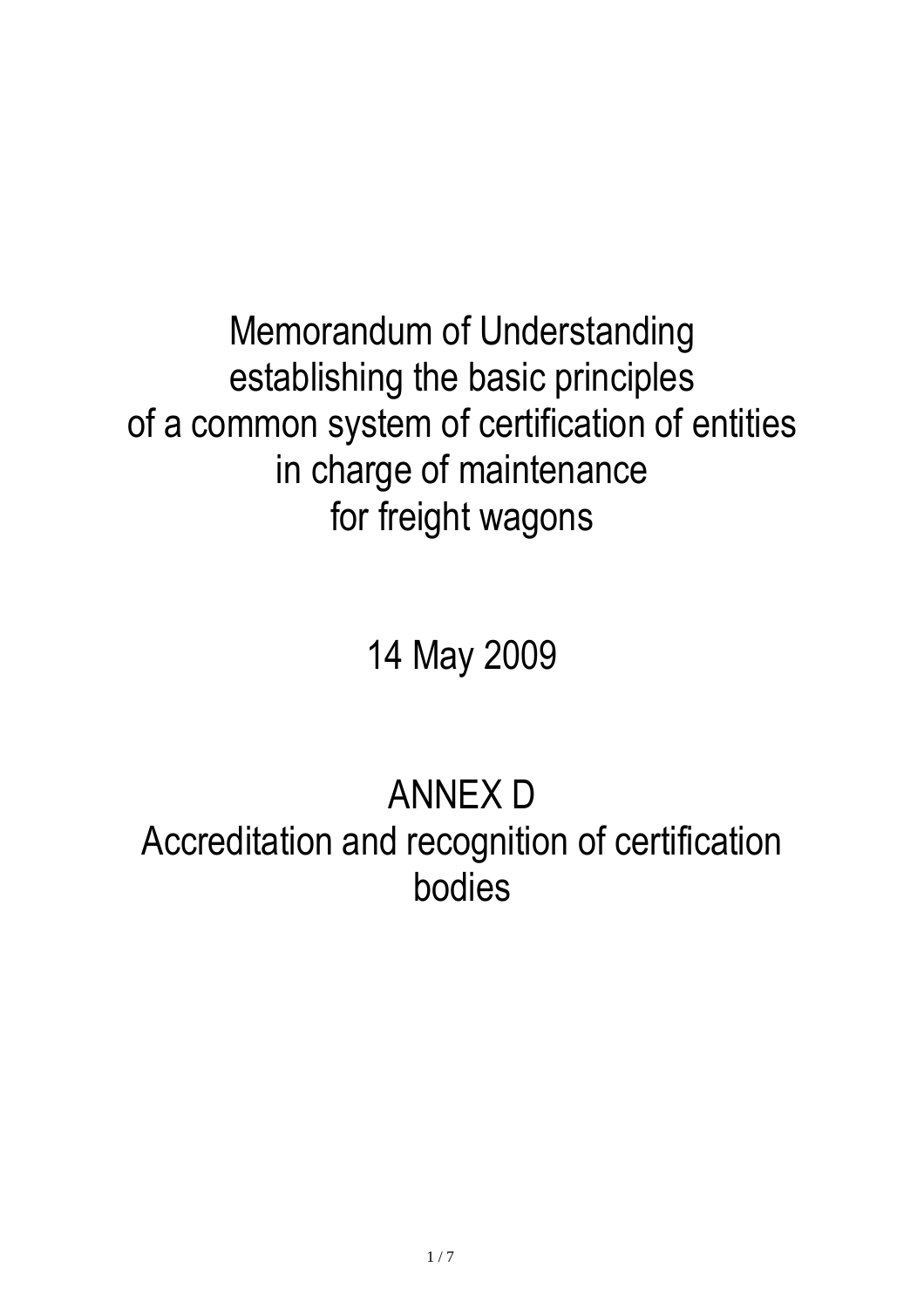# Memorandum of Understanding establishing the basic principles of a common system of certification of entities in charge of maintenance for freight wagons

14 May 2009

## ANNEX D
## Accreditation and recognition of certification bodies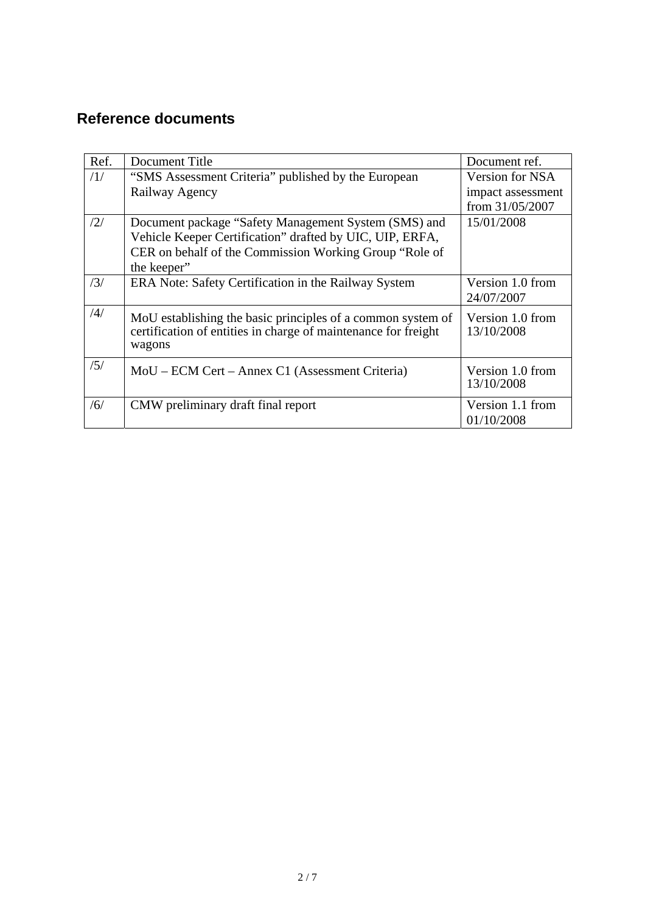## Reference documents

| Ref. | Document Title | Document ref. |
|---|---|---|
| /1/ | "SMS Assessment Criteria" published by the European Railway Agency | Version for NSA impact assessment from 31/05/2007 |
| /2/ | Document package "Safety Management System (SMS) and Vehicle Keeper Certification" drafted by UIC, UIP, ERFA, CER on behalf of the Commission Working Group "Role of the keeper" | 15/01/2008 |
| /3/ | ERA Note: Safety Certification in the Railway System | Version 1.0 from 24/07/2007 |
| /4/ | MoU establishing the basic principles of a common system of certification of entities in charge of maintenance for freight wagons | Version 1.0 from 13/10/2008 |
| /5/ | MoU – ECM Cert – Annex C1 (Assessment Criteria) | Version 1.0 from 13/10/2008 |
| /6/ | CMW preliminary draft final report | Version 1.1 from 01/10/2008 |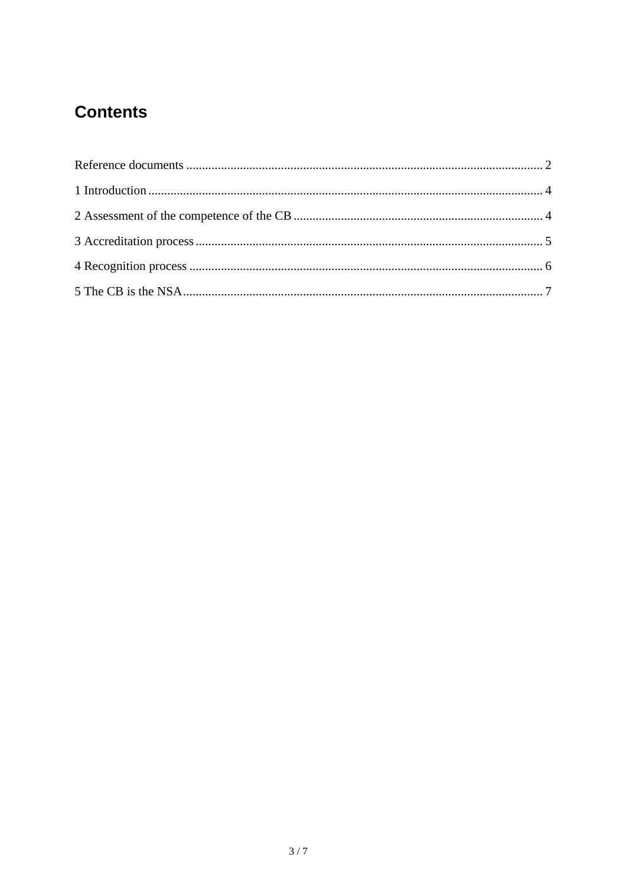# Contents

Reference documents ........................................................................................................ 2

1 Introduction .................................................................................................................... 4

2 Assessment of the competence of the CB ........................................................................ 4

3 Accreditation process ..................................................................................................... 5

4 Recognition process ....................................................................................................... 6

5 The CB is the NSA ......................................................................................................... 7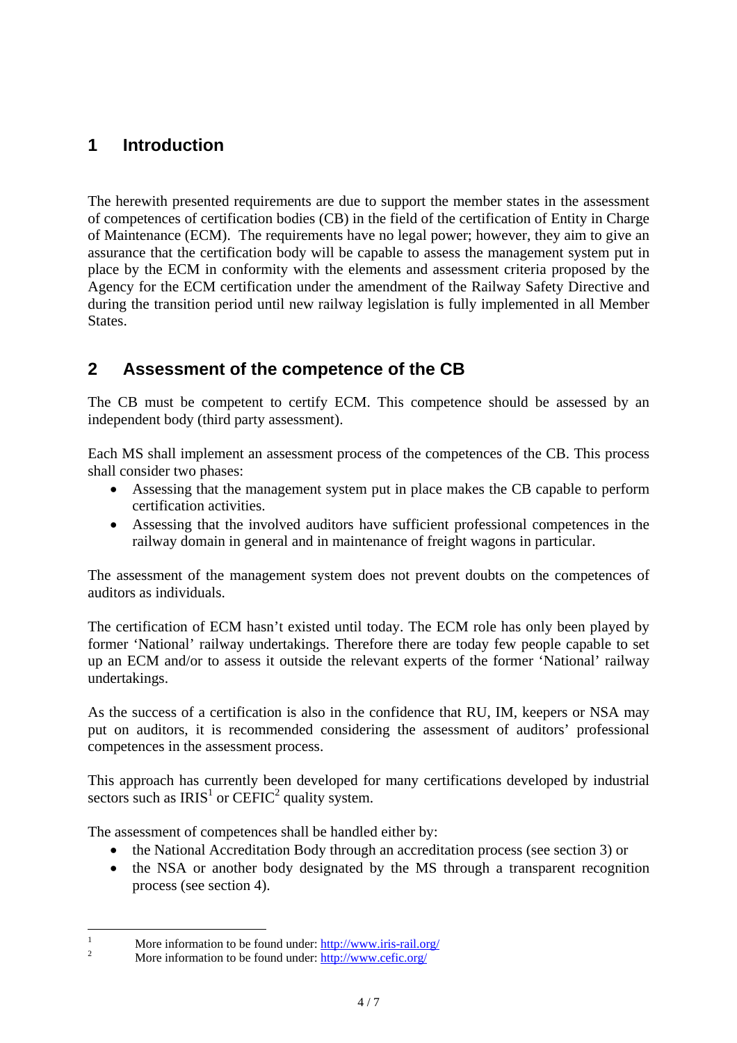# 1 Introduction

The herewith presented requirements are due to support the member states in the assessment of competences of certification bodies (CB) in the field of the certification of Entity in Charge of Maintenance (ECM). The requirements have no legal power; however, they aim to give an assurance that the certification body will be capable to assess the management system put in place by the ECM in conformity with the elements and assessment criteria proposed by the Agency for the ECM certification under the amendment of the Railway Safety Directive and during the transition period until new railway legislation is fully implemented in all Member States.

# 2 Assessment of the competence of the CB

The CB must be competent to certify ECM. This competence should be assessed by an independent body (third party assessment).

Each MS shall implement an assessment process of the competences of the CB. This process shall consider two phases:

- Assessing that the management system put in place makes the CB capable to perform certification activities.
- Assessing that the involved auditors have sufficient professional competences in the railway domain in general and in maintenance of freight wagons in particular.

The assessment of the management system does not prevent doubts on the competences of auditors as individuals.

The certification of ECM hasn't existed until today. The ECM role has only been played by former 'National' railway undertakings. Therefore there are today few people capable to set up an ECM and/or to assess it outside the relevant experts of the former 'National' railway undertakings.

As the success of a certification is also in the confidence that RU, IM, keepers or NSA may put on auditors, it is recommended considering the assessment of auditors' professional competences in the assessment process.

This approach has currently been developed for many certifications developed by industrial sectors such as IRIS[1] or CEFIC[2] quality system.

The assessment of competences shall be handled either by:

- the National Accreditation Body through an accreditation process (see section 3) or
- the NSA or another body designated by the MS through a transparent recognition process (see section 4).

---

[1] More information to be found under: http://www.iris-rail.org/

[2] More information to be found under: http://www.cefic.org/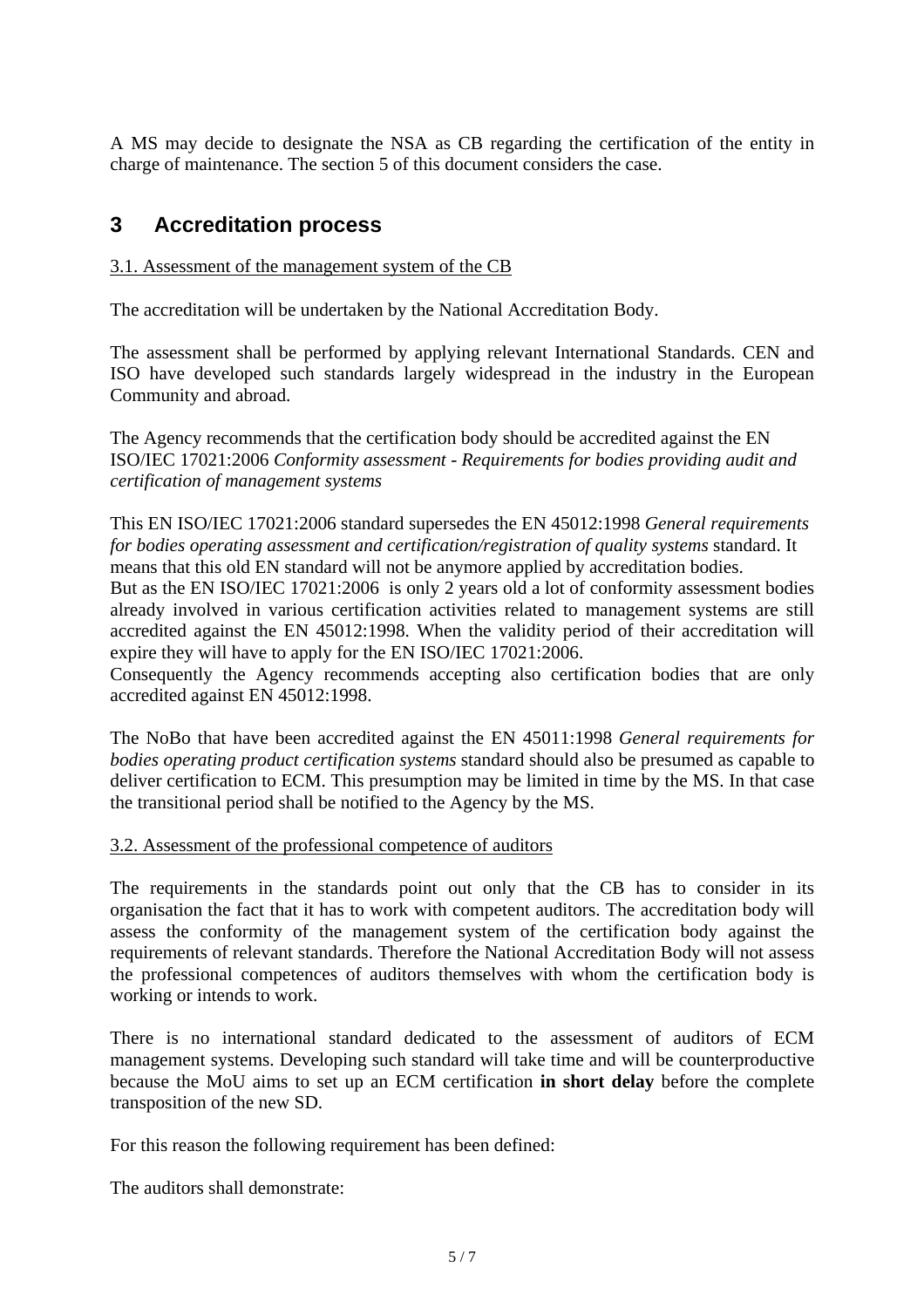A MS may decide to designate the NSA as CB regarding the certification of the entity in charge of maintenance. The section 5 of this document considers the case.

# 3 Accreditation process

3.1. Assessment of the management system of the CB

The accreditation will be undertaken by the National Accreditation Body.

The assessment shall be performed by applying relevant International Standards. CEN and ISO have developed such standards largely widespread in the industry in the European Community and abroad.

The Agency recommends that the certification body should be accredited against the EN ISO/IEC 17021:2006 *Conformity assessment - Requirements for bodies providing audit and certification of management systems*

This EN ISO/IEC 17021:2006 standard supersedes the EN 45012:1998 *General requirements for bodies operating assessment and certification/registration of quality systems* standard. It means that this old EN standard will not be anymore applied by accreditation bodies.
But as the EN ISO/IEC 17021:2006 is only 2 years old a lot of conformity assessment bodies already involved in various certification activities related to management systems are still accredited against the EN 45012:1998. When the validity period of their accreditation will expire they will have to apply for the EN ISO/IEC 17021:2006.
Consequently the Agency recommends accepting also certification bodies that are only accredited against EN 45012:1998.

The NoBo that have been accredited against the EN 45011:1998 *General requirements for bodies operating product certification systems* standard should also be presumed as capable to deliver certification to ECM. This presumption may be limited in time by the MS. In that case the transitional period shall be notified to the Agency by the MS.

3.2. Assessment of the professional competence of auditors

The requirements in the standards point out only that the CB has to consider in its organisation the fact that it has to work with competent auditors. The accreditation body will assess the conformity of the management system of the certification body against the requirements of relevant standards. Therefore the National Accreditation Body will not assess the professional competences of auditors themselves with whom the certification body is working or intends to work.

There is no international standard dedicated to the assessment of auditors of ECM management systems. Developing such standard will take time and will be counterproductive because the MoU aims to set up an ECM certification **in short delay** before the complete transposition of the new SD.

For this reason the following requirement has been defined:

The auditors shall demonstrate: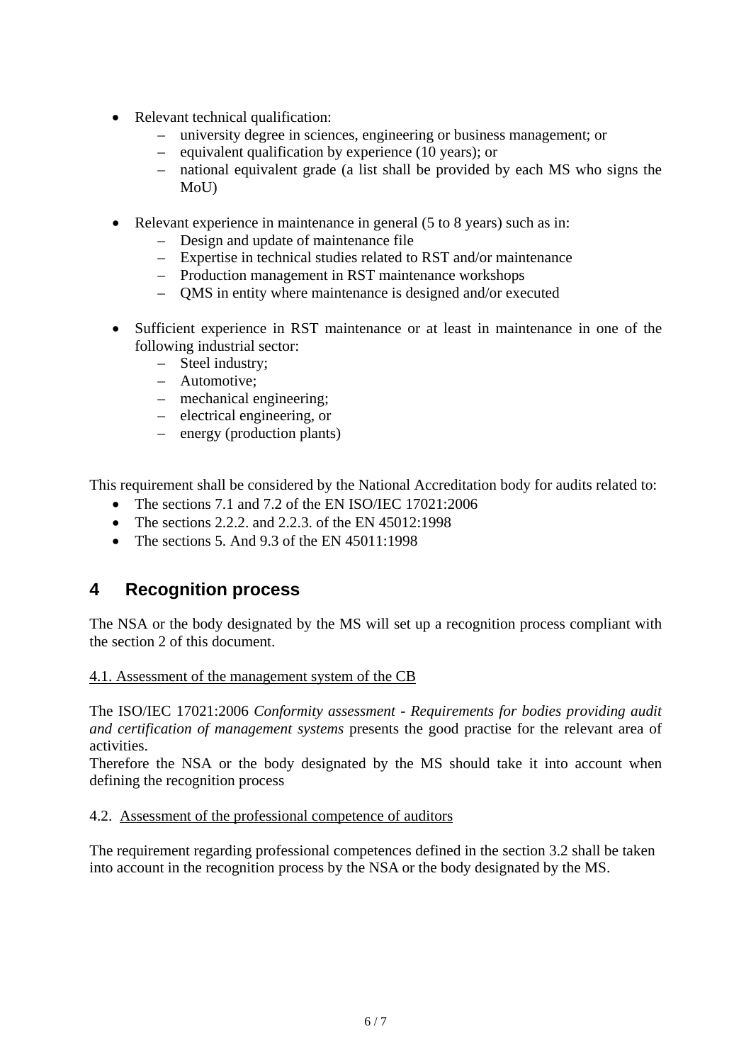- Relevant technical qualification:
  - university degree in sciences, engineering or business management; or
  - equivalent qualification by experience (10 years); or
  - national equivalent grade (a list shall be provided by each MS who signs the MoU)

- Relevant experience in maintenance in general (5 to 8 years) such as in:
  - Design and update of maintenance file
  - Expertise in technical studies related to RST and/or maintenance
  - Production management in RST maintenance workshops
  - QMS in entity where maintenance is designed and/or executed

- Sufficient experience in RST maintenance or at least in maintenance in one of the following industrial sector:
  - Steel industry;
  - Automotive;
  - mechanical engineering;
  - electrical engineering, or
  - energy (production plants)

This requirement shall be considered by the National Accreditation body for audits related to:

- The sections 7.1 and 7.2 of the EN ISO/IEC 17021:2006
- The sections 2.2.2. and 2.2.3. of the EN 45012:1998
- The sections 5. And 9.3 of the EN 45011:1998

# 4 Recognition process

The NSA or the body designated by the MS will set up a recognition process compliant with the section 2 of this document.

<u>4.1. Assessment of the management system of the CB</u>

The ISO/IEC 17021:2006 *Conformity assessment - Requirements for bodies providing audit and certification of management systems* presents the good practise for the relevant area of activities.

Therefore the NSA or the body designated by the MS should take it into account when defining the recognition process

4.2. <u>Assessment of the professional competence of auditors</u>

The requirement regarding professional competences defined in the section 3.2 shall be taken into account in the recognition process by the NSA or the body designated by the MS.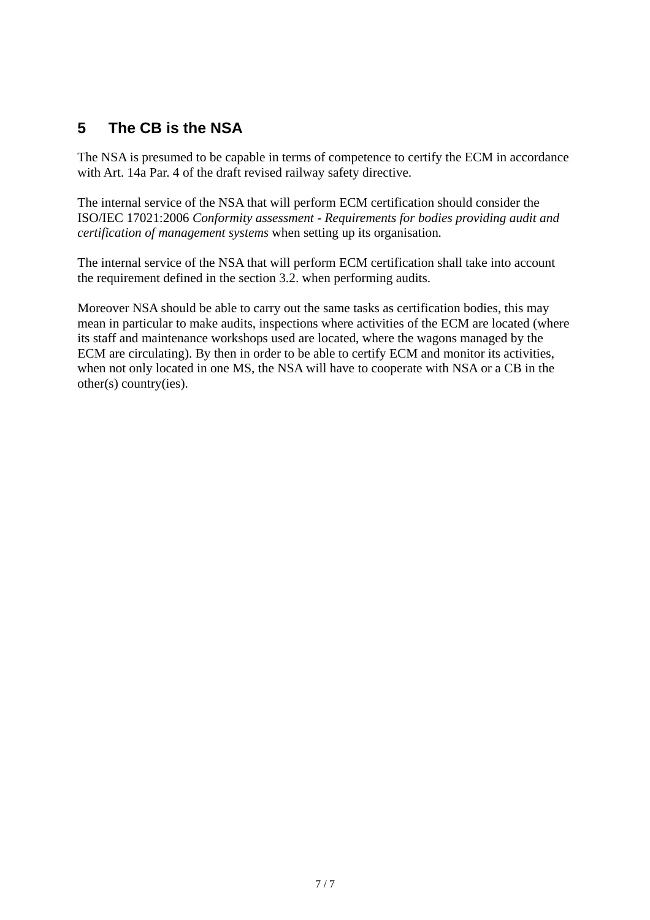## 5 The CB is the NSA

The NSA is presumed to be capable in terms of competence to certify the ECM in accordance with Art. 14a Par. 4 of the draft revised railway safety directive.

The internal service of the NSA that will perform ECM certification should consider the ISO/IEC 17021:2006 *Conformity assessment - Requirements for bodies providing audit and certification of management systems* when setting up its organisation.

The internal service of the NSA that will perform ECM certification shall take into account the requirement defined in the section 3.2. when performing audits.

Moreover NSA should be able to carry out the same tasks as certification bodies, this may mean in particular to make audits, inspections where activities of the ECM are located (where its staff and maintenance workshops used are located, where the wagons managed by the ECM are circulating). By then in order to be able to certify ECM and monitor its activities, when not only located in one MS, the NSA will have to cooperate with NSA or a CB in the other(s) country(ies).